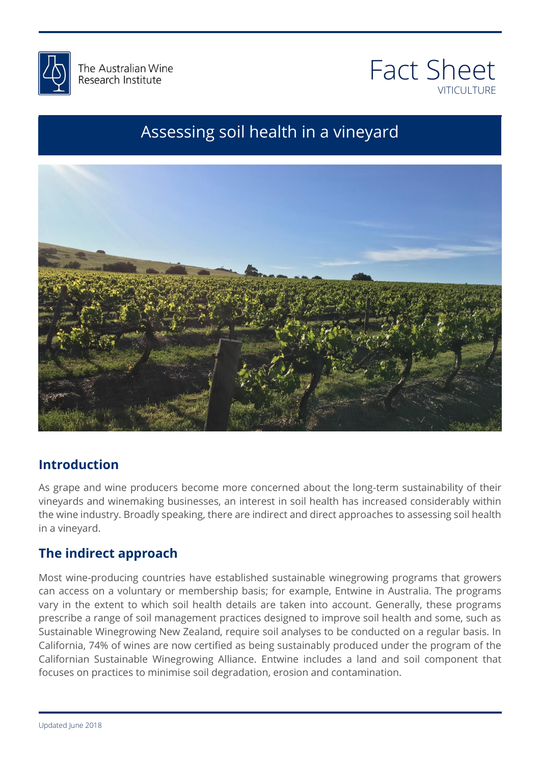The Australian Wine Research Institute

# Fact Sheet

VITICULTURE

# Assessing soil health in a vineyard

## Introduction

As grape and wine producers become more concerned about the long-term sustainability of their vineyards and winemaking businesses, an interest in soil health has increased considerably within the wine industry. Broadly speaking, there are indirect and direct approaches to assessing soil health in a vineyard.

## The indirect approach

Most wine-producing countries have established sustainable winegrowing programs that growers can access on a voluntary or membership basis; for example, Entwine in Australia. The programs vary in the extent to which soil health details are taken into account. Generally, these programs prescribe a range of soil management practices designed to improve soil health and some, such as Sustainable Winegrowing New Zealand, require soil analyses to be conducted on a regular basis. In California, 74% of wines are now certified as being sustainably produced under the program of the Californian Sustainable Winegrowing Alliance. Entwine includes a land and soil component that focuses on practices to minimise soil degradation, erosion and contamination.

Updated June 2018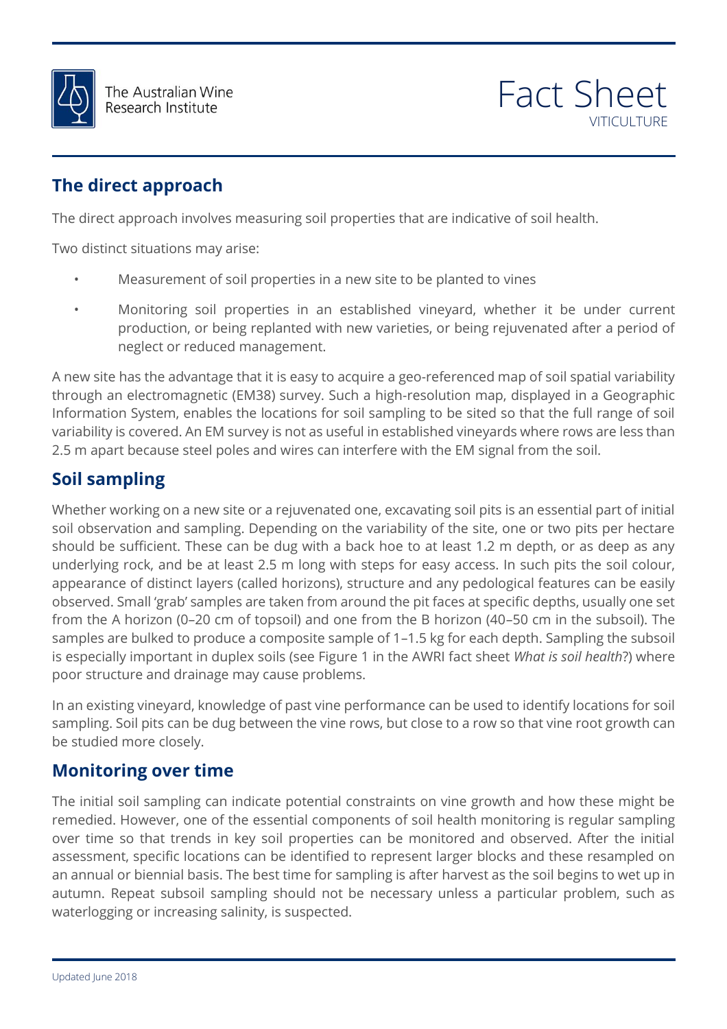## The direct approach

The direct approach involves measuring soil properties that are indicative of soil health.

Two distinct situations may arise:

- Measurement of soil properties in a new site to be planted to vines
- Monitoring soil properties in an established vineyard, whether it be under current production, or being replanted with new varieties, or being rejuvenated after a period of neglect or reduced management.

A new site has the advantage that it is easy to acquire a geo-referenced map of soil spatial variability through an electromagnetic (EM38) survey. Such a high-resolution map, displayed in a Geographic Information System, enables the locations for soil sampling to be sited so that the full range of soil variability is covered. An EM survey is not as useful in established vineyards where rows are less than 2.5 m apart because steel poles and wires can interfere with the EM signal from the soil.

## Soil sampling

Whether working on a new site or a rejuvenated one, excavating soil pits is an essential part of initial soil observation and sampling. Depending on the variability of the site, one or two pits per hectare should be sufficient. These can be dug with a back hoe to at least 1.2 m depth, or as deep as any underlying rock, and be at least 2.5 m long with steps for easy access. In such pits the soil colour, appearance of distinct layers (called horizons), structure and any pedological features can be easily observed. Small 'grab' samples are taken from around the pit faces at specific depths, usually one set from the A horizon (0–20 cm of topsoil) and one from the B horizon (40–50 cm in the subsoil). The samples are bulked to produce a composite sample of 1–1.5 kg for each depth. Sampling the subsoil is especially important in duplex soils (see Figure 1 in the AWRI fact sheet *What is soil health*?) where poor structure and drainage may cause problems.

In an existing vineyard, knowledge of past vine performance can be used to identify locations for soil sampling. Soil pits can be dug between the vine rows, but close to a row so that vine root growth can be studied more closely.

## Monitoring over time

The initial soil sampling can indicate potential constraints on vine growth and how these might be remedied. However, one of the essential components of soil health monitoring is regular sampling over time so that trends in key soil properties can be monitored and observed. After the initial assessment, specific locations can be identified to represent larger blocks and these resampled on an annual or biennial basis. The best time for sampling is after harvest as the soil begins to wet up in autumn. Repeat subsoil sampling should not be necessary unless a particular problem, such as waterlogging or increasing salinity, is suspected.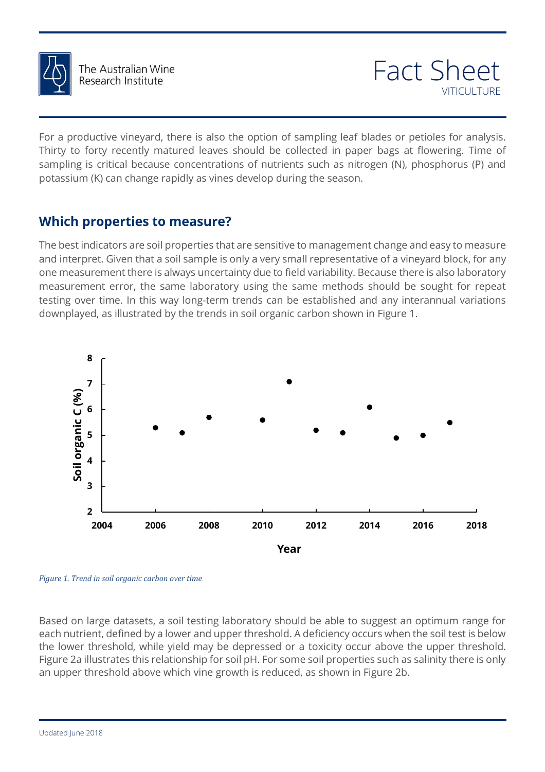For a productive vineyard, there is also the option of sampling leaf blades or petioles for analysis. Thirty to forty recently matured leaves should be collected in paper bags at flowering. Time of sampling is critical because concentrations of nutrients such as nitrogen (N), phosphorus (P) and potassium (K) can change rapidly as vines develop during the season.

## Which properties to measure?

The best indicators are soil properties that are sensitive to management change and easy to measure and interpret. Given that a soil sample is only a very small representative of a vineyard block, for any one measurement there is always uncertainty due to field variability. Because there is also laboratory measurement error, the same laboratory using the same methods should be sought for repeat testing over time. In this way long-term trends can be established and any interannual variations downplayed, as illustrated by the trends in soil organic carbon shown in Figure 1.

*Figure 1. Trend in soil organic carbon over time*

Based on large datasets, a soil testing laboratory should be able to suggest an optimum range for each nutrient, defined by a lower and upper threshold. A deficiency occurs when the soil test is below the lower threshold, while yield may be depressed or a toxicity occur above the upper threshold. Figure 2a illustrates this relationship for soil pH. For some soil properties such as salinity there is only an upper threshold above which vine growth is reduced, as shown in Figure 2b.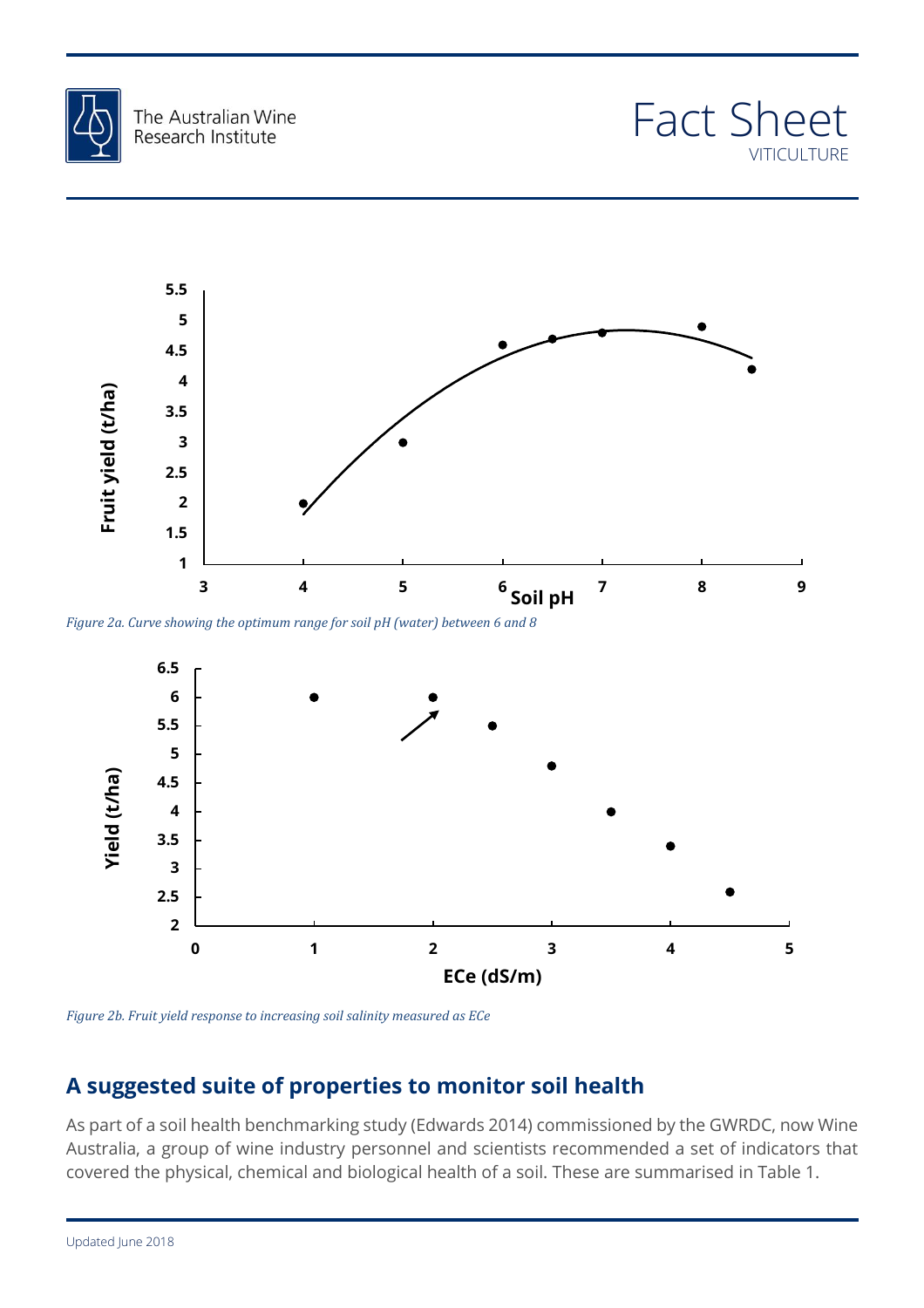*Figure 2a. Curve showing the optimum range for soil pH (water) between 6 and 8*

*Figure 2b. Fruit yield response to increasing soil salinity measured as ECe*

## A suggested suite of properties to monitor soil health

As part of a soil health benchmarking study (Edwards 2014) commissioned by the GWRDC, now Wine Australia, a group of wine industry personnel and scientists recommended a set of indicators that covered the physical, chemical and biological health of a soil. These are summarised in Table 1.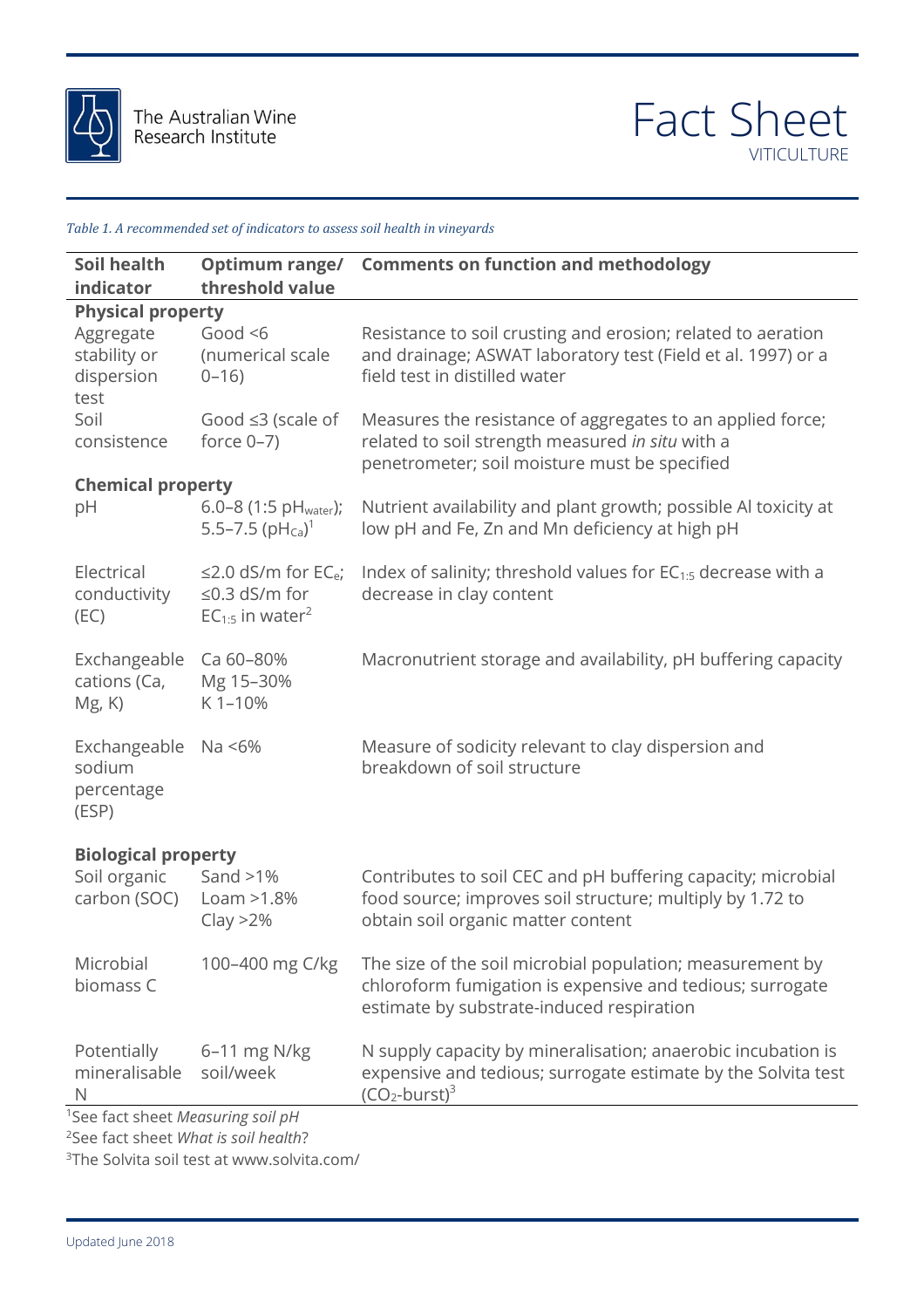*Table 1. A recommended set of indicators to assess soil health in vineyards*

| Soil health indicator | Optimum range/ threshold value | Comments on function and methodology |
|---|---|---|
| **Physical property** | | |
| Aggregate stability or dispersion test | Good <6 (numerical scale 0–16) | Resistance to soil crusting and erosion; related to aeration and drainage; ASWAT laboratory test (Field et al. 1997) or a field test in distilled water |
| Soil consistence | Good ≤3 (scale of force 0–7) | Measures the resistance of aggregates to an applied force; related to soil strength measured *in situ* with a penetrometer; soil moisture must be specified |
| **Chemical property** | | |
| pH | 6.0–8 (1:5 $pH_{water}$); 5.5–7.5 ($pH_{Ca}$)[1] | Nutrient availability and plant growth; possible Al toxicity at low pH and Fe, Zn and Mn deficiency at high pH |
| Electrical conductivity (EC) | ≤2.0 dS/m for $EC_e$; ≤0.3 dS/m for $EC_{1:5}$ in water[2] | Index of salinity; threshold values for $EC_{1:5}$ decrease with a decrease in clay content |
| Exchangeable cations (Ca, Mg, K) | Ca 60–80%<br>Mg 15–30%<br>K 1–10% | Macronutrient storage and availability, pH buffering capacity |
| Exchangeable sodium percentage (ESP) | Na <6% | Measure of sodicity relevant to clay dispersion and breakdown of soil structure |
| **Biological property** | | |
| Soil organic carbon (SOC) | Sand >1%<br>Loam >1.8%<br>Clay >2% | Contributes to soil CEC and pH buffering capacity; microbial food source; improves soil structure; multiply by 1.72 to obtain soil organic matter content |
| Microbial biomass C | 100–400 mg C/kg | The size of the soil microbial population; measurement by chloroform fumigation is expensive and tedious; surrogate estimate by substrate-induced respiration |
| Potentially mineralisable N | 6–11 mg N/kg soil/week | N supply capacity by mineralisation; anaerobic incubation is expensive and tedious; surrogate estimate by the Solvita test ($CO_2$-burst)[3] |

[1]See fact sheet *Measuring soil pH*

[2]See fact sheet *What is soil health*?

[3]The Solvita soil test at www.solvita.com/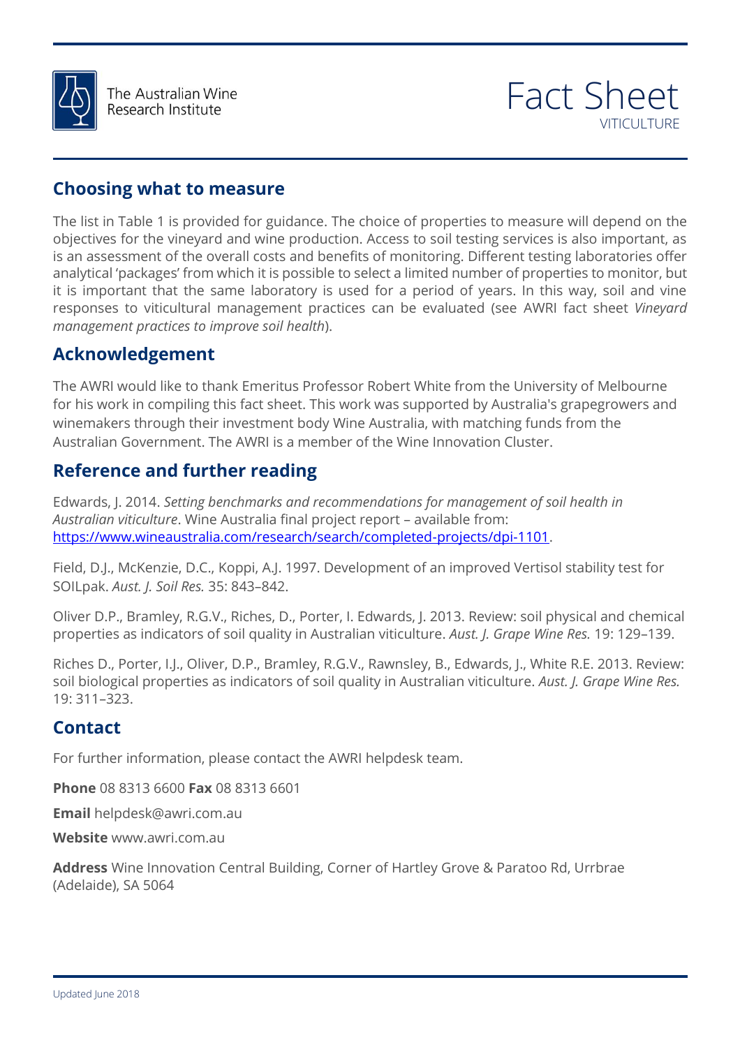## Choosing what to measure

The list in Table 1 is provided for guidance. The choice of properties to measure will depend on the objectives for the vineyard and wine production. Access to soil testing services is also important, as is an assessment of the overall costs and benefits of monitoring. Different testing laboratories offer analytical 'packages' from which it is possible to select a limited number of properties to monitor, but it is important that the same laboratory is used for a period of years. In this way, soil and vine responses to viticultural management practices can be evaluated (see AWRI fact sheet *Vineyard management practices to improve soil health*).

## Acknowledgement

The AWRI would like to thank Emeritus Professor Robert White from the University of Melbourne for his work in compiling this fact sheet. This work was supported by Australia's grapegrowers and winemakers through their investment body Wine Australia, with matching funds from the Australian Government. The AWRI is a member of the Wine Innovation Cluster.

## Reference and further reading

Edwards, J. 2014. *Setting benchmarks and recommendations for management of soil health in Australian viticulture*. Wine Australia final project report – available from: https://www.wineaustralia.com/research/search/completed-projects/dpi-1101.

Field, D.J., McKenzie, D.C., Koppi, A.J. 1997. Development of an improved Vertisol stability test for SOILpak. *Aust. J. Soil Res.* 35: 843–842.

Oliver D.P., Bramley, R.G.V., Riches, D., Porter, I. Edwards, J. 2013. Review: soil physical and chemical properties as indicators of soil quality in Australian viticulture. *Aust. J. Grape Wine Res.* 19: 129–139.

Riches D., Porter, I.J., Oliver, D.P., Bramley, R.G.V., Rawnsley, B., Edwards, J., White R.E. 2013. Review: soil biological properties as indicators of soil quality in Australian viticulture. *Aust. J. Grape Wine Res.* 19: 311–323.

## Contact

For further information, please contact the AWRI helpdesk team.

**Phone** 08 8313 6600 **Fax** 08 8313 6601

**Email** helpdesk@awri.com.au

**Website** www.awri.com.au

**Address** Wine Innovation Central Building, Corner of Hartley Grove & Paratoo Rd, Urrbrae (Adelaide), SA 5064

Updated June 2018